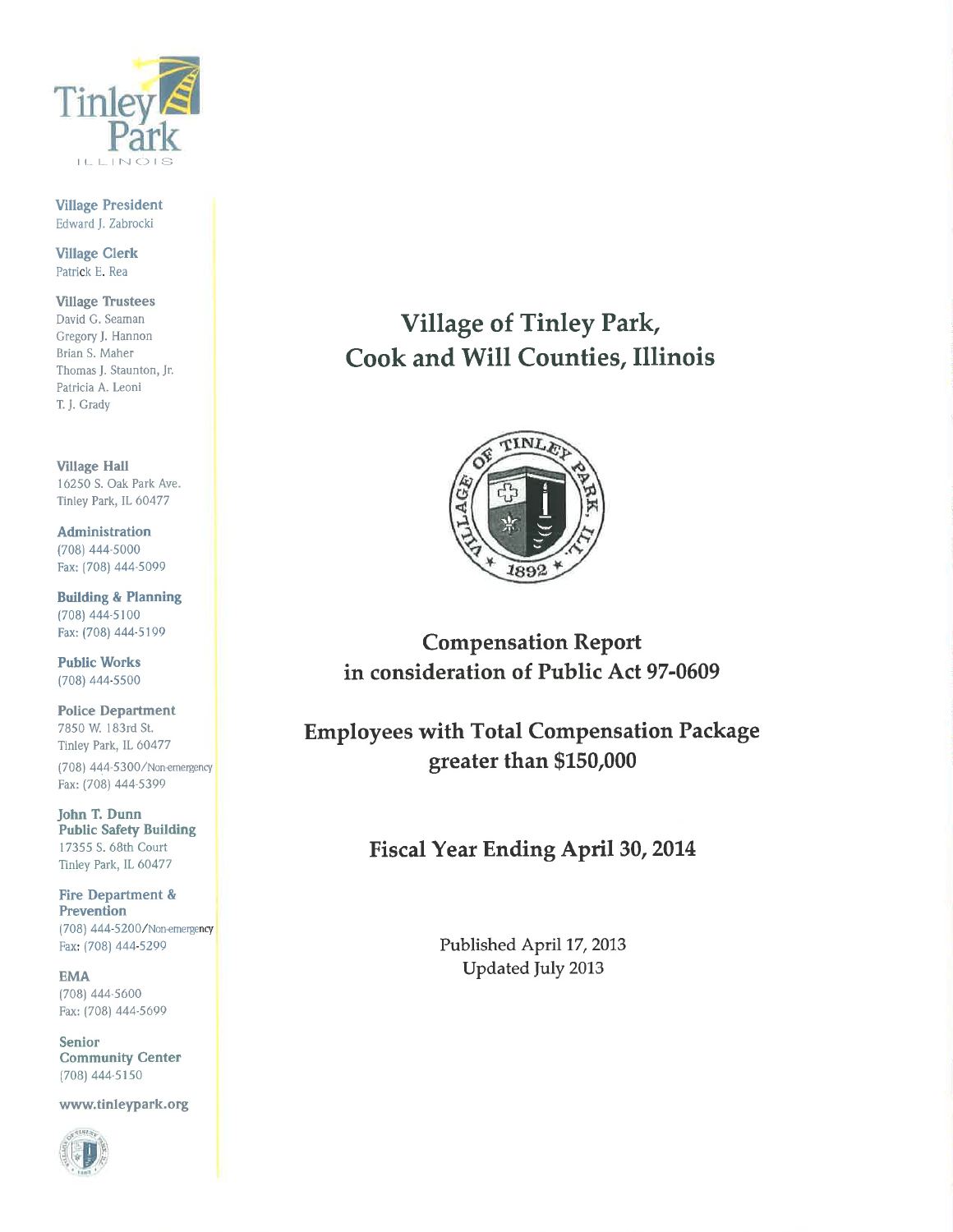Tinley Park
ILLINOIS

**Village President**
Edward J. Zabrocki

**Village Clerk**
Patrick E. Rea

**Village Trustees**
David G. Seaman
Gregory J. Hannon
Brian S. Maher
Thomas J. Staunton, Jr.
Patricia A. Leoni
T. J. Grady

**Village Hall**
16250 S. Oak Park Ave.
Tinley Park, IL 60477

**Administration**
(708) 444-5000
Fax: (708) 444-5099

**Building & Planning**
(708) 444-5100
Fax: (708) 444-5199

**Public Works**
(708) 444-5500

**Police Department**
7850 W. 183rd St.
Tinley Park, IL 60477
(708) 444-5300/Non-emergency
Fax: (708) 444-5399

**John T. Dunn Public Safety Building**
17355 S. 68th Court
Tinley Park, IL 60477

**Fire Department & Prevention**
(708) 444-5200/Non-emergency
Fax: (708) 444-5299

**EMA**
(708) 444-5600
Fax: (708) 444-5699

**Senior Community Center**
(708) 444-5150

www.tinleypark.org

# Village of Tinley Park, Cook and Will Counties, Illinois

VILLAGE OF TINLEY PARK, ILL. 1892

## Compensation Report in consideration of Public Act 97-0609

## Employees with Total Compensation Package greater than $150,000

## Fiscal Year Ending April 30, 2014

Published April 17, 2013
Updated July 2013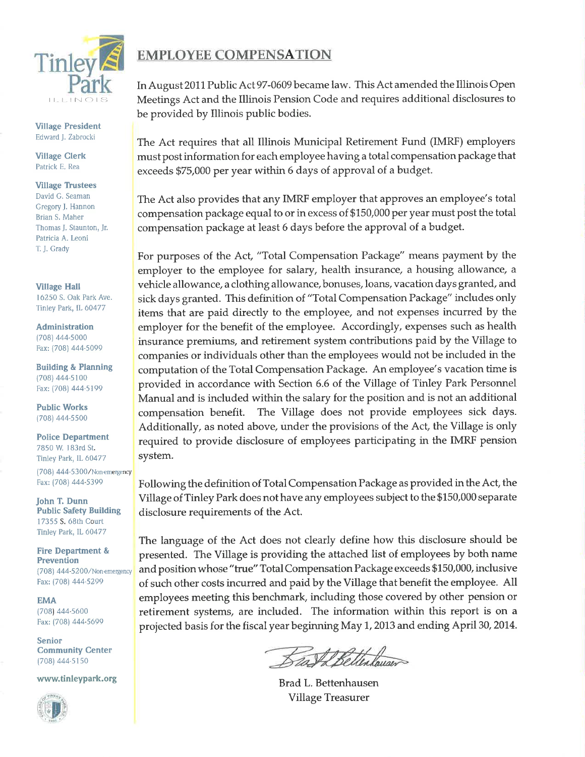Tinley Park
ILLINOIS

**Village President**
Edward J. Zabrocki

**Village Clerk**
Patrick E. Rea

**Village Trustees**
David G. Seaman
Gregory J. Hannon
Brian S. Maher
Thomas J. Staunton, Jr.
Patricia A. Leoni
T. J. Grady

**Village Hall**
16250 S. Oak Park Ave.
Tinley Park, IL 60477

**Administration**
(708) 444-5000
Fax: (708) 444-5099

**Building & Planning**
(708) 444-5100
Fax: (708) 444-5199

**Public Works**
(708) 444-5500

**Police Department**
7850 W. 183rd St.
Tinley Park, IL 60477
(708) 444-5300/Non-emergency
Fax: (708) 444-5399

**John T. Dunn Public Safety Building**
17355 S. 68th Court
Tinley Park, IL 60477

**Fire Department & Prevention**
(708) 444-5200/Non-emergency
Fax: (708) 444-5299

**EMA**
(708) 444-5600
Fax: (708) 444-5699

**Senior Community Center**
(708) 444-5150

**www.tinleypark.org**

## EMPLOYEE COMPENSATION

In August 2011 Public Act 97-0609 became law. This Act amended the Illinois Open Meetings Act and the Illinois Pension Code and requires additional disclosures to be provided by Illinois public bodies.

The Act requires that all Illinois Municipal Retirement Fund (IMRF) employers must post information for each employee having a total compensation package that exceeds $75,000 per year within 6 days of approval of a budget.

The Act also provides that any IMRF employer that approves an employee's total compensation package equal to or in excess of $150,000 per year must post the total compensation package at least 6 days before the approval of a budget.

For purposes of the Act, "Total Compensation Package" means payment by the employer to the employee for salary, health insurance, a housing allowance, a vehicle allowance, a clothing allowance, bonuses, loans, vacation days granted, and sick days granted. This definition of "Total Compensation Package" includes only items that are paid directly to the employee, and not expenses incurred by the employer for the benefit of the employee. Accordingly, expenses such as health insurance premiums, and retirement system contributions paid by the Village to companies or individuals other than the employees would not be included in the computation of the Total Compensation Package. An employee's vacation time is provided in accordance with Section 6.6 of the Village of Tinley Park Personnel Manual and is included within the salary for the position and is not an additional compensation benefit. The Village does not provide employees sick days. Additionally, as noted above, under the provisions of the Act, the Village is only required to provide disclosure of employees participating in the IMRF pension system.

Following the definition of Total Compensation Package as provided in the Act, the Village of Tinley Park does not have any employees subject to the $150,000 separate disclosure requirements of the Act.

The language of the Act does not clearly define how this disclosure should be presented. The Village is providing the attached list of employees by both name and position whose "true" Total Compensation Package exceeds $150,000, inclusive of such other costs incurred and paid by the Village that benefit the employee. All employees meeting this benchmark, including those covered by other pension or retirement systems, are included. The information within this report is on a projected basis for the fiscal year beginning May 1, 2013 and ending April 30, 2014.

Brad L. Bettenhausen
Village Treasurer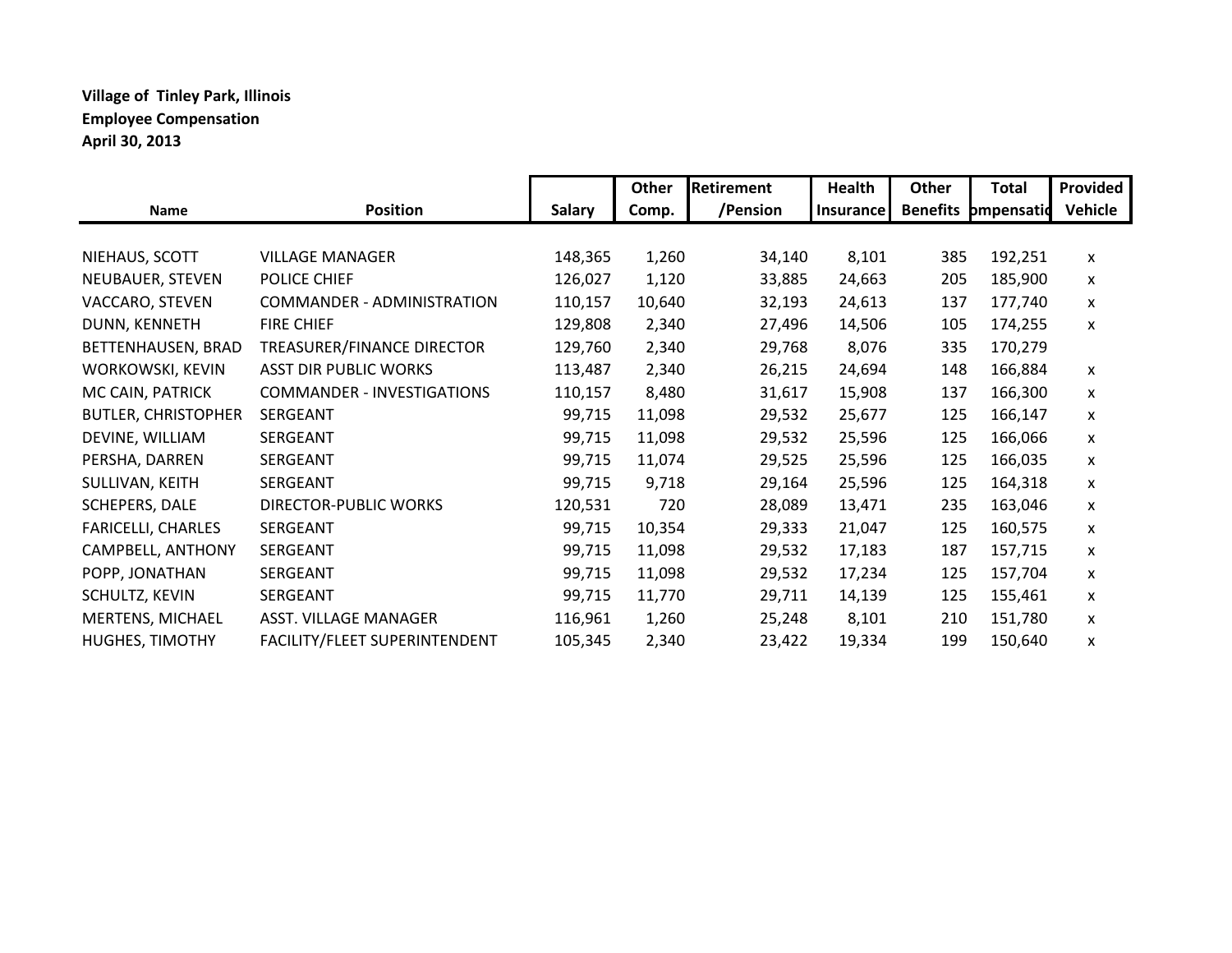**Village of Tinley Park, Illinois**
**Employee Compensation**
**April 30, 2013**

| Name | Position | Salary | Other Comp. | Retirement /Pension | Health Insurance | Other Benefits | Total ompensatio | Provided Vehicle |
|---|---|---|---|---|---|---|---|---|
| NIEHAUS, SCOTT | VILLAGE MANAGER | 148,365 | 1,260 | 34,140 | 8,101 | 385 | 192,251 | x |
| NEUBAUER, STEVEN | POLICE CHIEF | 126,027 | 1,120 | 33,885 | 24,663 | 205 | 185,900 | x |
| VACCARO, STEVEN | COMMANDER - ADMINISTRATION | 110,157 | 10,640 | 32,193 | 24,613 | 137 | 177,740 | x |
| DUNN, KENNETH | FIRE CHIEF | 129,808 | 2,340 | 27,496 | 14,506 | 105 | 174,255 | x |
| BETTENHAUSEN, BRAD | TREASURER/FINANCE DIRECTOR | 129,760 | 2,340 | 29,768 | 8,076 | 335 | 170,279 | |
| WORKOWSKI, KEVIN | ASST DIR PUBLIC WORKS | 113,487 | 2,340 | 26,215 | 24,694 | 148 | 166,884 | x |
| MC CAIN, PATRICK | COMMANDER - INVESTIGATIONS | 110,157 | 8,480 | 31,617 | 15,908 | 137 | 166,300 | x |
| BUTLER, CHRISTOPHER | SERGEANT | 99,715 | 11,098 | 29,532 | 25,677 | 125 | 166,147 | x |
| DEVINE, WILLIAM | SERGEANT | 99,715 | 11,098 | 29,532 | 25,596 | 125 | 166,066 | x |
| PERSHA, DARREN | SERGEANT | 99,715 | 11,074 | 29,525 | 25,596 | 125 | 166,035 | x |
| SULLIVAN, KEITH | SERGEANT | 99,715 | 9,718 | 29,164 | 25,596 | 125 | 164,318 | x |
| SCHEPERS, DALE | DIRECTOR-PUBLIC WORKS | 120,531 | 720 | 28,089 | 13,471 | 235 | 163,046 | x |
| FARICELLI, CHARLES | SERGEANT | 99,715 | 10,354 | 29,333 | 21,047 | 125 | 160,575 | x |
| CAMPBELL, ANTHONY | SERGEANT | 99,715 | 11,098 | 29,532 | 17,183 | 187 | 157,715 | x |
| POPP, JONATHAN | SERGEANT | 99,715 | 11,098 | 29,532 | 17,234 | 125 | 157,704 | x |
| SCHULTZ, KEVIN | SERGEANT | 99,715 | 11,770 | 29,711 | 14,139 | 125 | 155,461 | x |
| MERTENS, MICHAEL | ASST. VILLAGE MANAGER | 116,961 | 1,260 | 25,248 | 8,101 | 210 | 151,780 | x |
| HUGHES, TIMOTHY | FACILITY/FLEET SUPERINTENDENT | 105,345 | 2,340 | 23,422 | 19,334 | 199 | 150,640 | x |